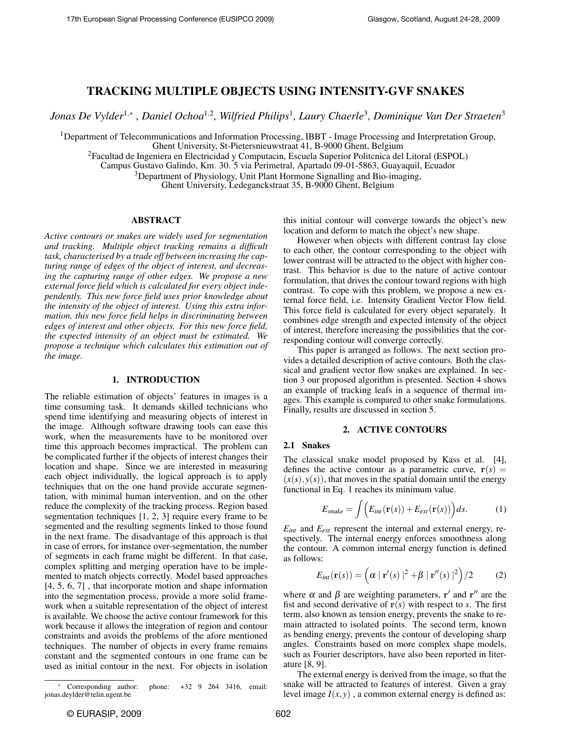# TRACKING MULTIPLE OBJECTS USING INTENSITY-GVF SNAKES

*Jonas De Vylder*[1,*] *, Daniel Ochoa*[1,2]*, Wilfried Philips*[1]*, Laury Chaerle*[3]*, Dominique Van Der Straeten*[3]

[1]Department of Telecommunications and Information Processing, IBBT - Image Processing and Interpretation Group, Ghent University, St-Pietersnieuwstraat 41, B-9000 Ghent, Belgium

[2]Facultad de Ingeniera en Electricidad y Computacin, Escuela Superior Politcnica del Litoral (ESPOL) Campus Gustavo Galindo, Km. 30. 5 via Perimetral, Apartado 09-01-5863, Guayaquil, Ecuador

[3]Department of Physiology, Unit Plant Hormone Signalling and Bio-imaging, Ghent University, Ledeganckstraat 35, B-9000 Ghent, Belgium

## ABSTRACT

*Active contours or snakes are widely used for segmentation and tracking. Multiple object tracking remains a difficult task, characterised by a trade off between increasing the capturing range of edges of the object of interest, and decreasing the capturing range of other edges. We propose a new external force field which is calculated for every object independently. This new force field uses prior knowledge about the intensity of the object of interest. Using this extra information, this new force field helps in discriminating between edges of interest and other objects. For this new force field, the expected intensity of an object must be estimated. We propose a technique which calculates this estimation out of the image.*

## 1. INTRODUCTION

The reliable estimation of objects' features in images is a time consuming task. It demands skilled technicians who spend time identifying and measuring objects of interest in the image. Although software drawing tools can ease this work, when the measurements have to be monitored over time this approach becomes impractical. The problem can be complicated further if the objects of interest changes their location and shape. Since we are interested in measuring each object individually, the logical approach is to apply techniques that on the one hand provide accurate segmentation, with minimal human intervention, and on the other reduce the complexity of the tracking process. Region based segmentation techniques [1, 2, 3] require every frame to be segmented and the resulting segments linked to those found in the next frame. The disadvantage of this approach is that in case of errors, for instance over-segmentation, the number of segments in each frame might be different. In that case, complex splitting and merging operation have to be implemented to match objects correctly. Model based approaches [4, 5, 6, 7] , that incorporate motion and shape information into the segmentation process, provide a more solid framework when a suitable representation of the object of interest is available. We choose the active contour framework for this work because it allows the integration of region and contour constraints and avoids the problems of the afore mentioned techniques. The number of objects in every frame remains constant and the segmented contours in one frame can be used as initial contour in the next. For objects in isolation this initial contour will converge towards the object's new location and deform to match the object's new shape.

However when objects with different contrast lay close to each other, the contour corresponding to the object with lower contrast will be attracted to the object with higher contrast. This behavior is due to the nature of active contour formulation, that drives the contour toward regions with high contrast. To cope with this problem, we propose a new external force field, i.e. Intensity Gradient Vector Flow field. This force field is calculated for every object separately. It combines edge strength and expected intensity of the object of interest, therefore increasing the possibilities that the corresponding contour will converge correctly.

This paper is arranged as follows. The next section provides a detailed description of active contours. Both the classical and gradient vector flow snakes are explained. In section 3 our proposed algorithm is presented. Section 4 shows an example of tracking leafs in a sequence of thermal images. This example is compared to other snake formulations. Finally, results are discussed in section 5.

## 2. ACTIVE CONTOURS

### 2.1 Snakes

The classical snake model proposed by Kass et al. [4], defines the active contour as a parametric curve, $\mathbf{r}(s) = (x(s), y(s))$, that moves in the spatial domain until the energy functional in Eq. 1 reaches its minimum value.

$$E_{snake} = \int \Big( E_{int}(\mathbf{r}(s)) + E_{ext}(\mathbf{r}(s)) \Big) ds. \qquad (1)$$

$E_{int}$ and $E_{ext}$ represent the internal and external energy, respectively. The internal energy enforces smoothness along the contour. A common internal energy function is defined as follows:

$$E_{int}(\mathbf{r}(s)) = \Big( \alpha \mid \mathbf{r}'(s) \mid^2 + \beta \mid \mathbf{r}''(s) \mid^2 \Big) /2 \qquad (2)$$

where $\alpha$ and $\beta$ are weighting parameters, $\mathbf{r}'$ and $\mathbf{r}''$ are the fist and second derivative of $\mathbf{r}(s)$ with respect to $s$. The first term, also known as tension energy, prevents the snake to remain attracted to isolated points. The second term, known as bending energy, prevents the contour of developing sharp angles. Constraints based on more complex shape models, such as Fourier descriptors, have also been reported in literature [8, 9].

The external energy is derived from the image, so that the snake will be attracted to features of interest. Given a gray level image $I(x, y)$ , a common external energy is defined as:

* Corresponding author: phone: +32 9 264 3416, email: jonas.deylder@telin.ugent.be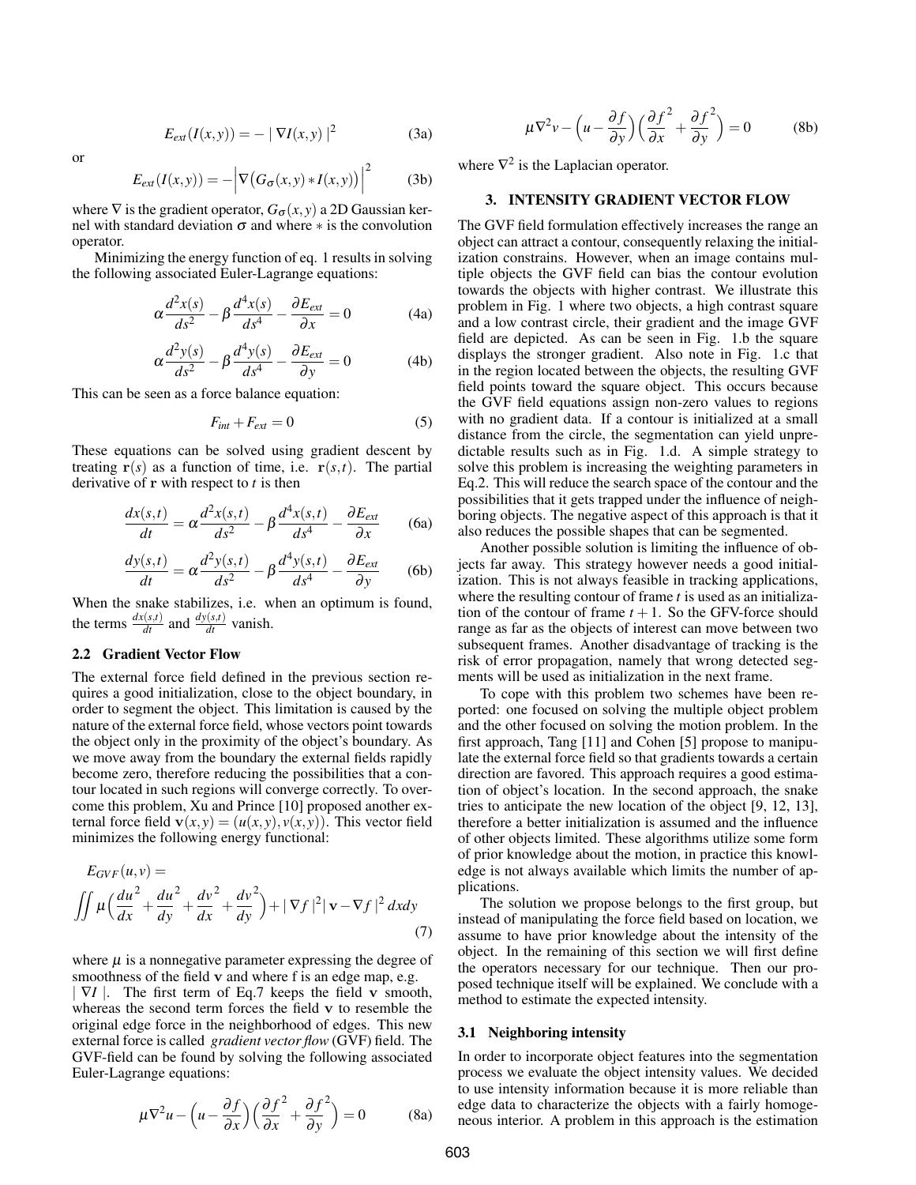$$E_{ext}(I(x,y)) = -\mid \nabla I(x,y) \mid^2 \tag{3a}$$

or

$$E_{ext}(I(x,y)) = -\Big|\nabla\big(G_\sigma(x,y) * I(x,y)\big)\Big|^2 \tag{3b}$$

where $\nabla$ is the gradient operator, $G_\sigma(x,y)$ a 2D Gaussian kernel with standard deviation $\sigma$ and where $*$ is the convolution operator.

Minimizing the energy function of eq. 1 results in solving the following associated Euler-Lagrange equations:

$$\alpha \frac{d^2x(s)}{ds^2} - \beta \frac{d^4x(s)}{ds^4} - \frac{\partial E_{ext}}{\partial x} = 0 \tag{4a}$$

$$\alpha \frac{d^2y(s)}{ds^2} - \beta \frac{d^4y(s)}{ds^4} - \frac{\partial E_{ext}}{\partial y} = 0 \tag{4b}$$

This can be seen as a force balance equation:

$$F_{int} + F_{ext} = 0 \tag{5}$$

These equations can be solved using gradient descent by treating $\mathbf{r}(s)$ as a function of time, i.e. $\mathbf{r}(s,t)$. The partial derivative of $\mathbf{r}$ with respect to $t$ is then

$$\frac{dx(s,t)}{dt} = \alpha \frac{d^2x(s,t)}{ds^2} - \beta \frac{d^4x(s,t)}{ds^4} - \frac{\partial E_{ext}}{\partial x} \tag{6a}$$

$$\frac{dy(s,t)}{dt} = \alpha \frac{d^2y(s,t)}{ds^2} - \beta \frac{d^4y(s,t)}{ds^4} - \frac{\partial E_{ext}}{\partial y} \tag{6b}$$

When the snake stabilizes, i.e. when an optimum is found, the terms $\frac{dx(s,t)}{dt}$ and $\frac{dy(s,t)}{dt}$ vanish.

### 2.2 Gradient Vector Flow

The external force field defined in the previous section requires a good initialization, close to the object boundary, in order to segment the object. This limitation is caused by the nature of the external force field, whose vectors point towards the object only in the proximity of the object's boundary. As we move away from the boundary the external fields rapidly become zero, therefore reducing the possibilities that a contour located in such regions will converge correctly. To overcome this problem, Xu and Prince [10] proposed another external force field $\mathbf{v}(x,y) = (u(x,y), v(x,y))$. This vector field minimizes the following energy functional:

$$E_{GVF}(u,v) = \iint \mu\Big(\frac{du}{dx}^2 + \frac{du}{dy}^2 + \frac{dv}{dx}^2 + \frac{dv}{dy}^2\Big) + \mid \nabla f \mid^2 \mid \mathbf{v} - \nabla f \mid^2 dxdy \tag{7}$$

where $\mu$ is a nonnegative parameter expressing the degree of smoothness of the field $\mathbf{v}$ and where f is an edge map, e.g. $\mid \nabla I \mid$. The first term of Eq.7 keeps the field $\mathbf{v}$ smooth, whereas the second term forces the field $\mathbf{v}$ to resemble the original edge force in the neighborhood of edges. This new external force is called *gradient vector flow* (GVF) field. The GVF-field can be found by solving the following associated Euler-Lagrange equations:

$$\mu \nabla^2 u - \Big(u - \frac{\partial f}{\partial x}\Big)\Big(\frac{\partial f}{\partial x}^2 + \frac{\partial f}{\partial y}^2\Big) = 0 \tag{8a}$$

$$\mu \nabla^2 v - \Big(u - \frac{\partial f}{\partial y}\Big)\Big(\frac{\partial f}{\partial x}^2 + \frac{\partial f}{\partial y}^2\Big) = 0 \tag{8b}$$

where $\nabla^2$ is the Laplacian operator.

## 3. INTENSITY GRADIENT VECTOR FLOW

The GVF field formulation effectively increases the range an object can attract a contour, consequently relaxing the initialization constrains. However, when an image contains multiple objects the GVF field can bias the contour evolution towards the objects with higher contrast. We illustrate this problem in Fig. 1 where two objects, a high contrast square and a low contrast circle, their gradient and the image GVF field are depicted. As can be seen in Fig. 1.b the square displays the stronger gradient. Also note in Fig. 1.c that in the region located between the objects, the resulting GVF field points toward the square object. This occurs because the GVF field equations assign non-zero values to regions with no gradient data. If a contour is initialized at a small distance from the circle, the segmentation can yield unpredictable results such as in Fig. 1.d. A simple strategy to solve this problem is increasing the weighting parameters in Eq.2. This will reduce the search space of the contour and the possibilities that it gets trapped under the influence of neighboring objects. The negative aspect of this approach is that it also reduces the possible shapes that can be segmented.

Another possible solution is limiting the influence of objects far away. This strategy however needs a good initialization. This is not always feasible in tracking applications, where the resulting contour of frame $t$ is used as an initialization of the contour of frame $t+1$. So the GFV-force should range as far as the objects of interest can move between two subsequent frames. Another disadvantage of tracking is the risk of error propagation, namely that wrong detected segments will be used as initialization in the next frame.

To cope with this problem two schemes have been reported: one focused on solving the multiple object problem and the other focused on solving the motion problem. In the first approach, Tang [11] and Cohen [5] propose to manipulate the external force field so that gradients towards a certain direction are favored. This approach requires a good estimation of object's location. In the second approach, the snake tries to anticipate the new location of the object [9, 12, 13], therefore a better initialization is assumed and the influence of other objects limited. These algorithms utilize some form of prior knowledge about the motion, in practice this knowledge is not always available which limits the number of applications.

The solution we propose belongs to the first group, but instead of manipulating the force field based on location, we assume to have prior knowledge about the intensity of the object. In the remaining of this section we will first define the operators necessary for our technique. Then our proposed technique itself will be explained. We conclude with a method to estimate the expected intensity.

### 3.1 Neighboring intensity

In order to incorporate object features into the segmentation process we evaluate the object intensity values. We decided to use intensity information because it is more reliable than edge data to characterize the objects with a fairly homogeneous interior. A problem in this approach is the estimation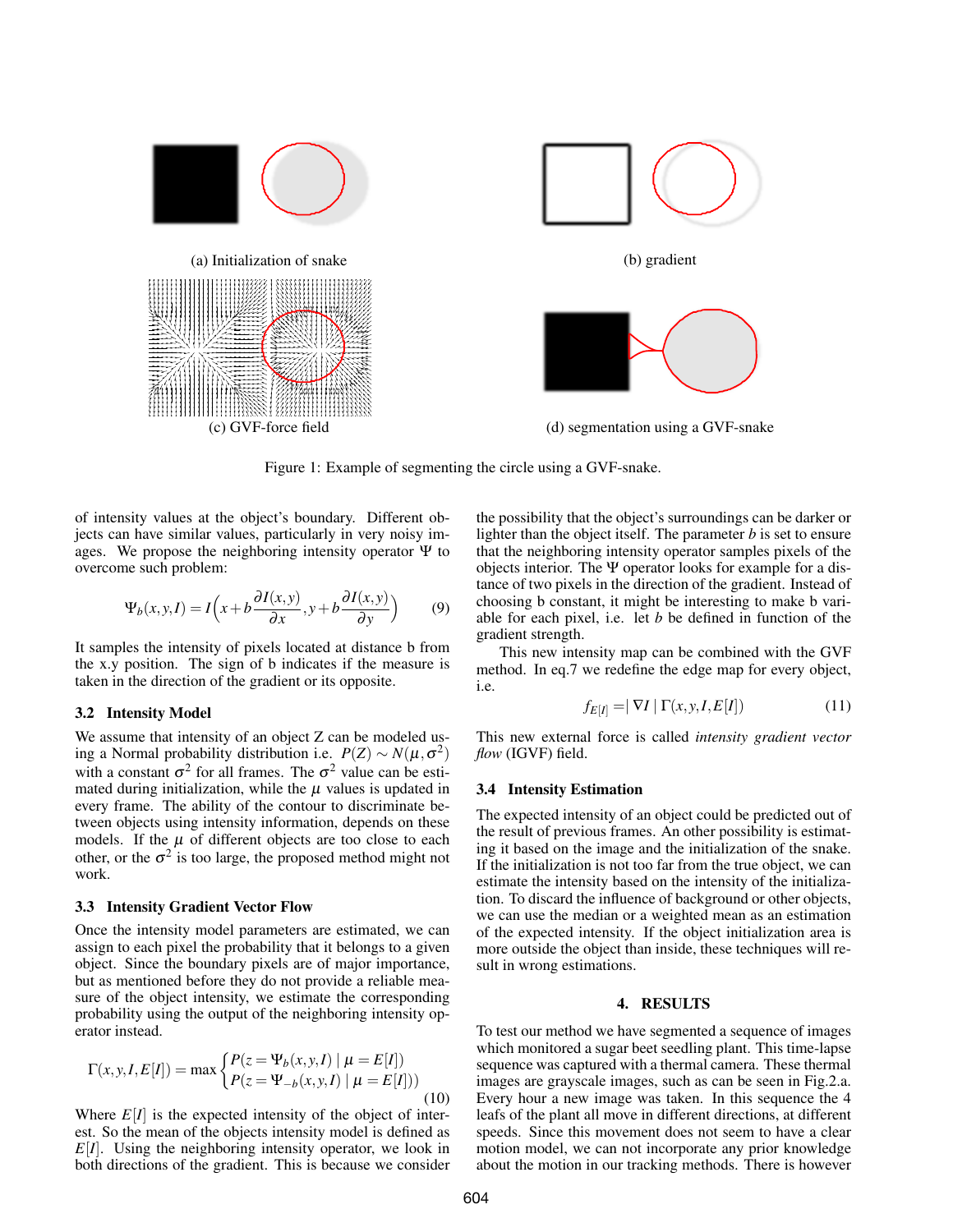(a) Initialization of snake

(b) gradient

(c) GVF-force field

(d) segmentation using a GVF-snake

Figure 1: Example of segmenting the circle using a GVF-snake.

of intensity values at the object's boundary. Different objects can have similar values, particularly in very noisy images. We propose the neighboring intensity operator $\Psi$ to overcome such problem:

$$\Psi_b(x,y,I) = I\Big(x + b\frac{\partial I(x,y)}{\partial x}, y + b\frac{\partial I(x,y)}{\partial y}\Big) \tag{9}$$

It samples the intensity of pixels located at distance b from the x.y position. The sign of b indicates if the measure is taken in the direction of the gradient or its opposite.

### 3.2 Intensity Model

We assume that intensity of an object Z can be modeled using a Normal probability distribution i.e. $P(Z) \sim N(\mu, \sigma^2)$ with a constant $\sigma^2$ for all frames. The $\sigma^2$ value can be estimated during initialization, while the $\mu$ values is updated in every frame. The ability of the contour to discriminate between objects using intensity information, depends on these models. If the $\mu$ of different objects are too close to each other, or the $\sigma^2$ is too large, the proposed method might not work.

### 3.3 Intensity Gradient Vector Flow

Once the intensity model parameters are estimated, we can assign to each pixel the probability that it belongs to a given object. Since the boundary pixels are of major importance, but as mentioned before they do not provide a reliable measure of the object intensity, we estimate the corresponding probability using the output of the neighboring intensity operator instead.

$$\Gamma(x,y,I,E[I]) = \max\begin{cases} P(z = \Psi_b(x,y,I) \mid \mu = E[I]) \\ P(z = \Psi_{-b}(x,y,I) \mid \mu = E[I])) \end{cases} \tag{10}$$

Where $E[I]$ is the expected intensity of the object of interest. So the mean of the objects intensity model is defined as $E[I]$. Using the neighboring intensity operator, we look in both directions of the gradient. This is because we consider the possibility that the object's surroundings can be darker or lighter than the object itself. The parameter $b$ is set to ensure that the neighboring intensity operator samples pixels of the objects interior. The $\Psi$ operator looks for example for a distance of two pixels in the direction of the gradient. Instead of choosing b constant, it might be interesting to make b variable for each pixel, i.e. let $b$ be defined in function of the gradient strength.

This new intensity map can be combined with the GVF method. In eq.7 we redefine the edge map for every object, i.e.

$$f_{E[I]} = \mid \nabla I \mid \Gamma(x,y,I,E[I]) \tag{11}$$

This new external force is called *intensity gradient vector flow* (IGVF) field.

### 3.4 Intensity Estimation

The expected intensity of an object could be predicted out of the result of previous frames. An other possibility is estimating it based on the image and the initialization of the snake. If the initialization is not too far from the true object, we can estimate the intensity based on the intensity of the initialization. To discard the influence of background or other objects, we can use the median or a weighted mean as an estimation of the expected intensity. If the object initialization area is more outside the object than inside, these techniques will result in wrong estimations.

## 4. RESULTS

To test our method we have segmented a sequence of images which monitored a sugar beet seedling plant. This time-lapse sequence was captured with a thermal camera. These thermal images are grayscale images, such as can be seen in Fig.2.a. Every hour a new image was taken. In this sequence the 4 leafs of the plant all move in different directions, at different speeds. Since this movement does not seem to have a clear motion model, we can not incorporate any prior knowledge about the motion in our tracking methods. There is however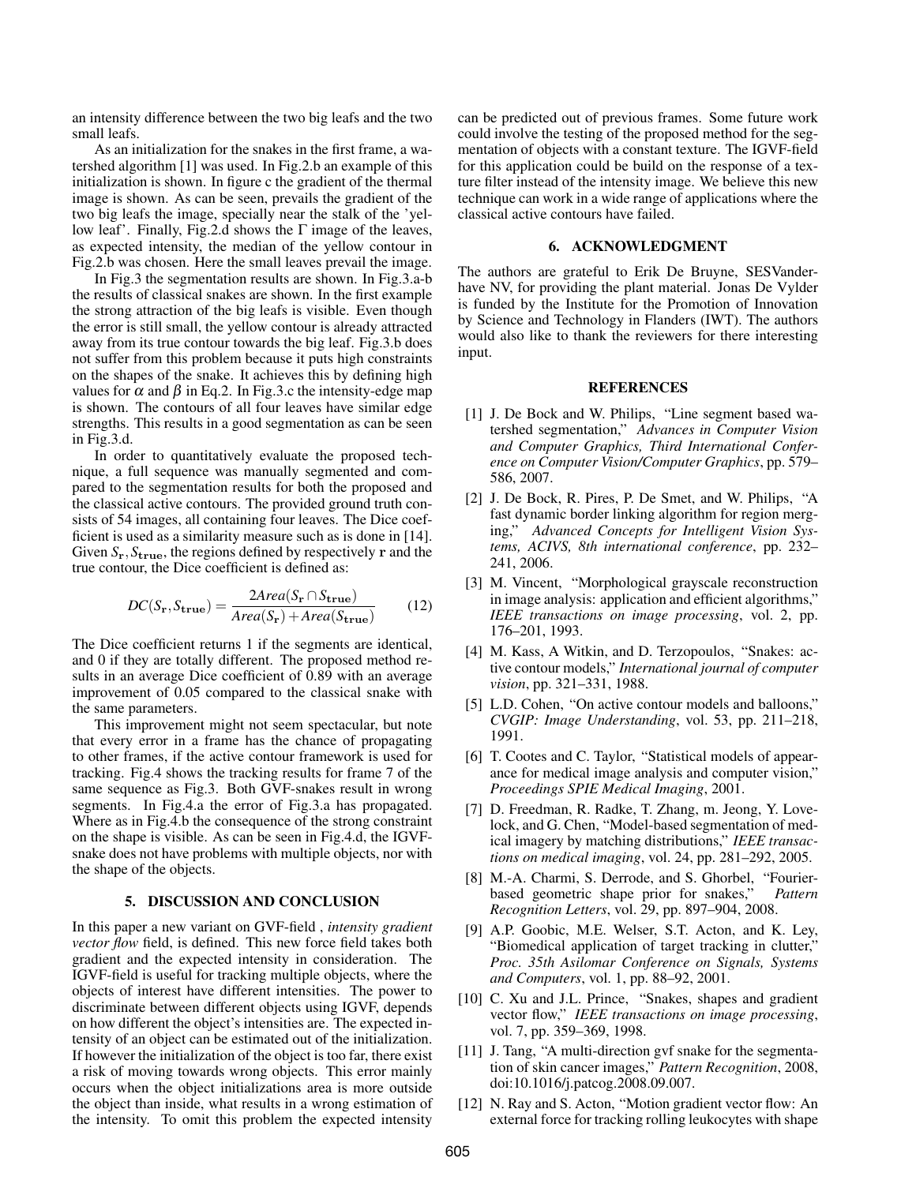an intensity difference between the two big leafs and the two small leafs.

As an initialization for the snakes in the first frame, a watershed algorithm [1] was used. In Fig.2.b an example of this initialization is shown. In figure c the gradient of the thermal image is shown. As can be seen, prevails the gradient of the two big leafs the image, specially near the stalk of the 'yellow leaf'. Finally, Fig.2.d shows the $\Gamma$ image of the leaves, as expected intensity, the median of the yellow contour in Fig.2.b was chosen. Here the small leaves prevail the image.

In Fig.3 the segmentation results are shown. In Fig.3.a-b the results of classical snakes are shown. In the first example the strong attraction of the big leafs is visible. Even though the error is still small, the yellow contour is already attracted away from its true contour towards the big leaf. Fig.3.b does not suffer from this problem because it puts high constraints on the shapes of the snake. It achieves this by defining high values for $\alpha$ and $\beta$ in Eq.2. In Fig.3.c the intensity-edge map is shown. The contours of all four leaves have similar edge strengths. This results in a good segmentation as can be seen in Fig.3.d.

In order to quantitatively evaluate the proposed technique, a full sequence was manually segmented and compared to the segmentation results for both the proposed and the classical active contours. The provided ground truth consists of 54 images, all containing four leaves. The Dice coefficient is used as a similarity measure such as is done in [14]. Given $S_{\mathbf{r}}, S_{\mathbf{true}}$, the regions defined by respectively $\mathbf{r}$ and the true contour, the Dice coefficient is defined as:

$$DC(S_{\mathbf{r}}, S_{\mathbf{true}}) = \frac{2Area(S_{\mathbf{r}} \cap S_{\mathbf{true}})}{Area(S_{\mathbf{r}}) + Area(S_{\mathbf{true}})} \qquad (12)$$

The Dice coefficient returns 1 if the segments are identical, and 0 if they are totally different. The proposed method results in an average Dice coefficient of 0.89 with an average improvement of 0.05 compared to the classical snake with the same parameters.

This improvement might not seem spectacular, but note that every error in a frame has the chance of propagating to other frames, if the active contour framework is used for tracking. Fig.4 shows the tracking results for frame 7 of the same sequence as Fig.3. Both GVF-snakes result in wrong segments. In Fig.4.a the error of Fig.3.a has propagated. Where as in Fig.4.b the consequence of the strong constraint on the shape is visible. As can be seen in Fig.4.d, the IGVF-snake does not have problems with multiple objects, nor with the shape of the objects.

## 5. DISCUSSION AND CONCLUSION

In this paper a new variant on GVF-field , *intensity gradient vector flow* field, is defined. This new force field takes both gradient and the expected intensity in consideration. The IGVF-field is useful for tracking multiple objects, where the objects of interest have different intensities. The power to discriminate between different objects using IGVF, depends on how different the object's intensities are. The expected intensity of an object can be estimated out of the initialization. If however the initialization of the object is too far, there exist a risk of moving towards wrong objects. This error mainly occurs when the object initializations area is more outside the object than inside, what results in a wrong estimation of the intensity. To omit this problem the expected intensity can be predicted out of previous frames. Some future work could involve the testing of the proposed method for the segmentation of objects with a constant texture. The IGVF-field for this application could be build on the response of a texture filter instead of the intensity image. We believe this new technique can work in a wide range of applications where the classical active contours have failed.

## 6. ACKNOWLEDGMENT

The authors are grateful to Erik De Bruyne, SESVanderhave NV, for providing the plant material. Jonas De Vylder is funded by the Institute for the Promotion of Innovation by Science and Technology in Flanders (IWT). The authors would also like to thank the reviewers for there interesting input.

## REFERENCES

[1] J. De Bock and W. Philips, "Line segment based watershed segmentation," *Advances in Computer Vision and Computer Graphics, Third International Conference on Computer Vision/Computer Graphics*, pp. 579–586, 2007.

[2] J. De Bock, R. Pires, P. De Smet, and W. Philips, "A fast dynamic border linking algorithm for region merging," *Advanced Concepts for Intelligent Vision Systems, ACIVS, 8th international conference*, pp. 232–241, 2006.

[3] M. Vincent, "Morphological grayscale reconstruction in image analysis: application and efficient algorithms," *IEEE transactions on image processing*, vol. 2, pp. 176–201, 1993.

[4] M. Kass, A Witkin, and D. Terzopoulos, "Snakes: active contour models," *International journal of computer vision*, pp. 321–331, 1988.

[5] L.D. Cohen, "On active contour models and balloons," *CVGIP: Image Understanding*, vol. 53, pp. 211–218, 1991.

[6] T. Cootes and C. Taylor, "Statistical models of appearance for medical image analysis and computer vision," *Proceedings SPIE Medical Imaging*, 2001.

[7] D. Freedman, R. Radke, T. Zhang, m. Jeong, Y. Lovelock, and G. Chen, "Model-based segmentation of medical imagery by matching distributions," *IEEE transactions on medical imaging*, vol. 24, pp. 281–292, 2005.

[8] M.-A. Charmi, S. Derrode, and S. Ghorbel, "Fourier-based geometric shape prior for snakes," *Pattern Recognition Letters*, vol. 29, pp. 897–904, 2008.

[9] A.P. Goobic, M.E. Welser, S.T. Acton, and K. Ley, "Biomedical application of target tracking in clutter," *Proc. 35th Asilomar Conference on Signals, Systems and Computers*, vol. 1, pp. 88–92, 2001.

[10] C. Xu and J.L. Prince, "Snakes, shapes and gradient vector flow," *IEEE transactions on image processing*, vol. 7, pp. 359–369, 1998.

[11] J. Tang, "A multi-direction gvf snake for the segmentation of skin cancer images," *Pattern Recognition*, 2008, doi:10.1016/j.patcog.2008.09.007.

[12] N. Ray and S. Acton, "Motion gradient vector flow: An external force for tracking rolling leukocytes with shape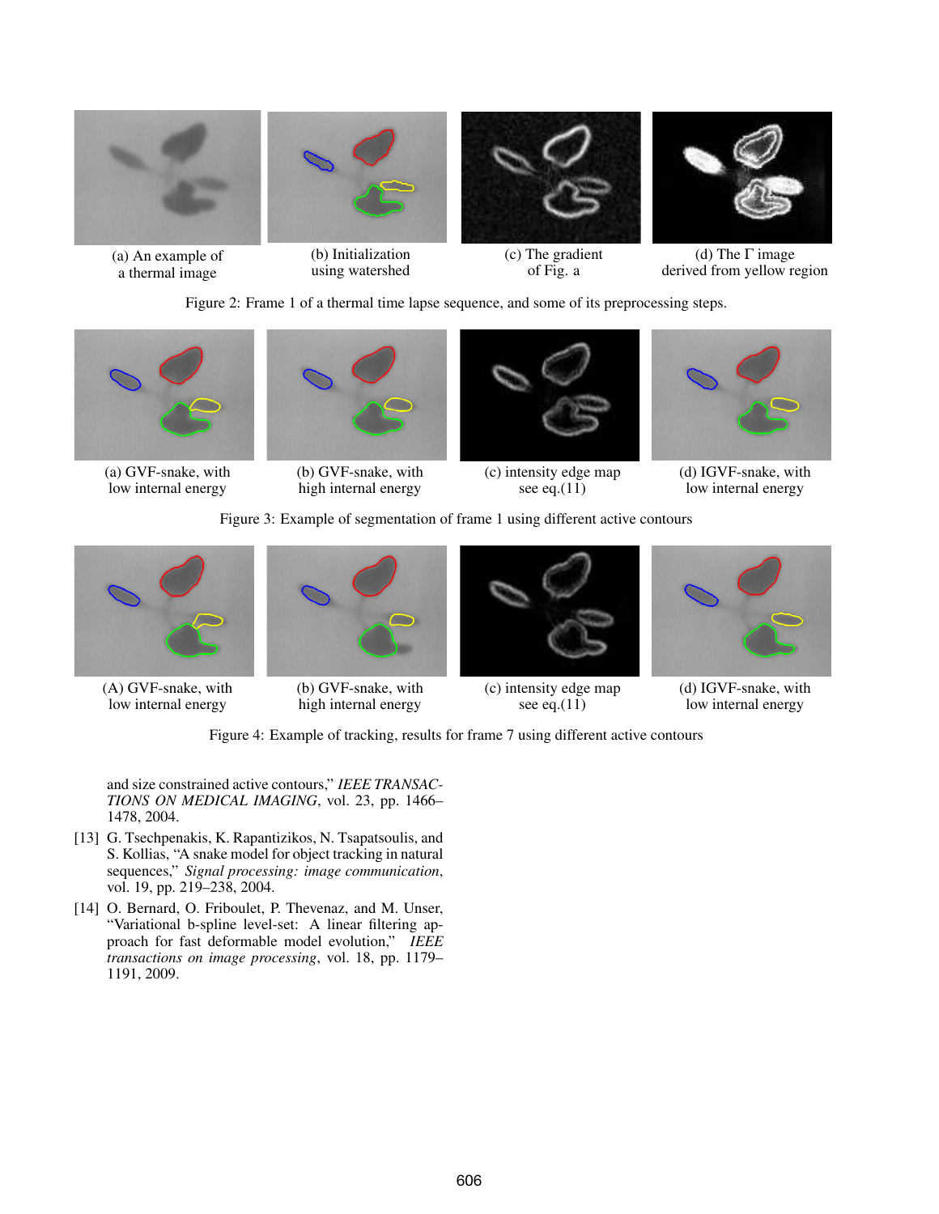(a) An example of a thermal image

(b) Initialization using watershed

(c) The gradient of Fig. a

(d) The Γ image derived from yellow region

Figure 2: Frame 1 of a thermal time lapse sequence, and some of its preprocessing steps.

(a) GVF-snake, with low internal energy

(b) GVF-snake, with high internal energy

(c) intensity edge map see eq.(11)

(d) IGVF-snake, with low internal energy

Figure 3: Example of segmentation of frame 1 using different active contours

(A) GVF-snake, with low internal energy

(b) GVF-snake, with high internal energy

(c) intensity edge map see eq.(11)

(d) IGVF-snake, with low internal energy

Figure 4: Example of tracking, results for frame 7 using different active contours

and size constrained active contours," *IEEE TRANSACTIONS ON MEDICAL IMAGING*, vol. 23, pp. 1466–1478, 2004.

[13] G. Tsechpenakis, K. Rapantizikos, N. Tsapatsoulis, and S. Kollias, "A snake model for object tracking in natural sequences," *Signal processing: image communication*, vol. 19, pp. 219–238, 2004.

[14] O. Bernard, O. Friboulet, P. Thevenaz, and M. Unser, "Variational b-spline level-set: A linear filtering approach for fast deformable model evolution," *IEEE transactions on image processing*, vol. 18, pp. 1179–1191, 2009.